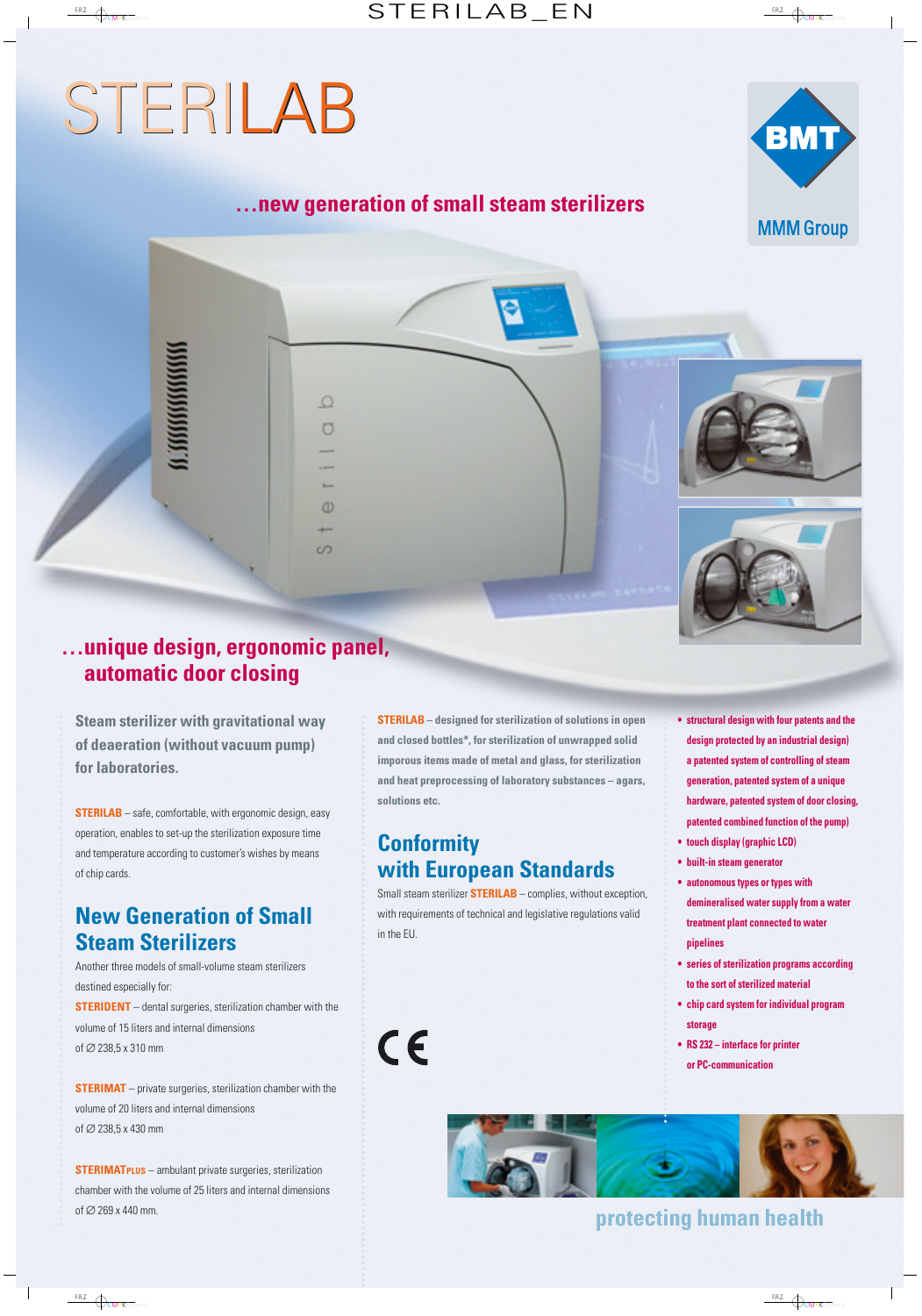# STERILAB

## ...new generation of small steam sterilizers

BMT
MMM Group

## ...unique design, ergonomic panel, automatic door closing

**Steam sterilizer with gravitational way of deaeration (without vacuum pump) for laboratories.**

**STERILAB** – safe, comfortable, with ergonomic design, easy operation, enables to set-up the sterilization exposure time and temperature according to customer's wishes by means of chip cards.

## New Generation of Small Steam Sterilizers

Another three models of small-volume steam sterilizers destined especially for:

**STERIDENT** – dental surgeries, sterilization chamber with the volume of 15 liters and internal dimensions of ∅ 238,5 x 310 mm

**STERIMAT** – private surgeries, sterilization chamber with the volume of 20 liters and internal dimensions of ∅ 238,5 x 430 mm

**STERIMATPLUS** – ambulant private surgeries, sterilization chamber with the volume of 25 liters and internal dimensions of ∅ 269 x 440 mm.

**STERILAB** – designed for sterilization of solutions in open and closed bottles*, for sterilization of unwrapped solid imporous items made of metal and glass, for sterilization and heat preprocessing of laboratory substances – agars, solutions etc.

## Conformity with European Standards

Small steam sterilizer **STERILAB** – complies, without exception, with requirements of technical and legislative regulations valid in the EU.

CE

- structural design with four patents and the design protected by an industrial design) a patented system of controlling of steam generation, patented system of a unique hardware, patented system of door closing, patented combined function of the pump)
- touch display (graphic LCD)
- built-in steam generator
- autonomous types or types with demineralised water supply from a water treatment plant connected to water pipelines
- series of sterilization programs according to the sort of sterilized material
- chip card system for individual program storage
- RS 232 – interface for printer or PC-communication

**protecting human health**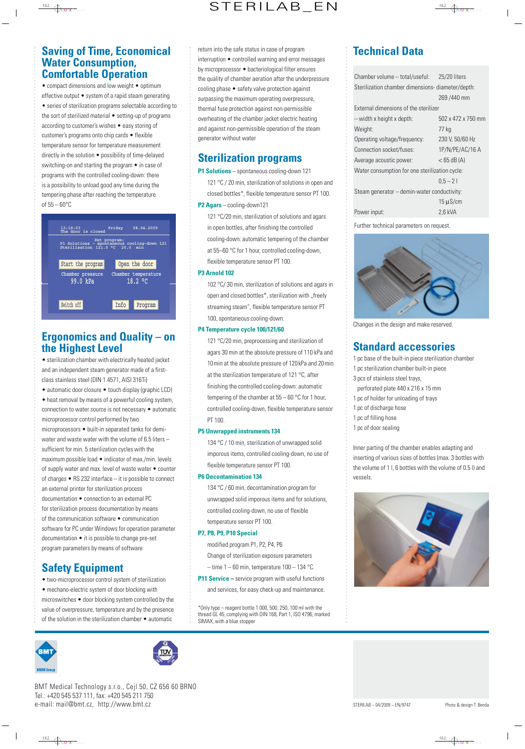# Saving of Time, Economical Water Consumption, Comfortable Operation

• compact dimensions and low weight • optimum effective output • system of a rapid steam generating • series of sterilization programs selectable according to the sort of sterilized material • setting-up of programs according to customer's wishes • easy storing of customer's programs onto chip cards • flexible temperature sensor for temperature measurement directly in the solution • possibility of time-delayed switching-on and starting the program • in case of programs with the controlled cooling-down: there is a possibility to unload good any time during the tempering phase after reaching the temperature of 55 – 60°C

# Ergonomics and Quality – on the Highest Level

• sterilization chamber with electrically heated jacket and an independent steam generator made of a first-class stainless steel (DIN 1.4571, AISI 316Ti) • automatic door closure • touch display (graphic LCD) • heat removal by means of a powerful cooling system, connection to water source is not necessary • automatic microprocessor control performed by two microprocessors • built-in separated tanks for demi-water and waste water with the volume of 6.5 liters – sufficient for min. 5 sterilization cycles with the maximum possible load • indicator of max./min. levels of supply water and max. level of waste water • counter of charges • RS 232 interface – it is possible to connect an external printer for sterilization process documentation • connection to an external PC for sterilization process documentation by means of the communication software • communication software for PC under Windows for operation parameter documentation • it is possible to change pre-set program parameters by means of software

# Safety Equipment

• two-microprocessor control system of sterilization • mechano-electric system of door blocking with microswitches • door blocking system controlled by the value of overpressure, temperature and by the presence of the solution in the sterilization chamber • automatic return into the safe status in case of program interruption • controlled warning and error messages by microprocessor • bacteriological filter ensures the quality of chamber aeration after the underpressure cooling phase • safety valve protection against surpassing the maximum operating overpressure, thermal fuse protection against non-permissible overheating of the chamber jacket electric heating and against non-permissible operation of the steam generator without water

# Sterilization programs

**P1 Solutions** – spontaneous cooling-down 121

121 °C / 20 min, sterilization of solutions in open and closed bottles*, flexible temperature sensor PT 100.

**P2 Agars** – cooling-down121

121 °C/20 min, sterilization of solutions and agars in open bottles, after finishing the controlled cooling-down: automatic tempering of the chamber at 55–60 °C for 1 hour, controlled cooling-down, flexible temperature sensor PT 100.

**P3 Arnold 102**

102 °C/ 30 min, sterilization of solutions and agars in open and closed bottles*, sterilization with „freely streaming steam", flexible temperature sensor PT 100, spontaneous cooling-down.

**P4 Temperature cycle 100/121/60**

121 °C/20 min, preprocessing and sterilization of agars 30 min at the absolute pressure of 110 kPa and 10 min at the absolute pressure of 120 kPa and 20 min at the sterilization temperature of 121 °C, after finishing the controlled cooling-down: automatic tempering of the chamber at 55 – 60 °C for 1 hour, controlled cooling-down, flexible temperature sensor PT 100.

**P5 Unwrapped instruments 134**

134 °C / 10 min, sterilization of unwrapped solid imporous items, controlled cooling-down, no use of flexible temperature sensor PT 100.

**P6 Decontamination 134**

134 °C / 60 min, decontamination program for unwrapped solid imporous items and for solutions, controlled cooling-down, no use of flexible temperature sensor PT 100.

**P7, P8, P9, P10 Special**

modified program P1, P2, P4, P6

Change of sterilization exposure parameters

– time 1 – 60 min, temperature 100 – 134 °C.

**P11 Service** – service program with useful functions and services, for easy check-up and maintenance.

*Only type – reagent bottle 1 000, 500, 250, 100 ml with the thread GL 45, complying with DIN 168, Part 1, ISO 4796, marked SIMAX, with a blue stopper

# Technical Data

| | |
|---|---|
| Chamber volume – total/useful: | 25/20 liters |
| Sterilization chamber dimensions- diameter/depth: | 269 /440 mm |
| External dimensions of the sterilizer – width x height x depth: | 502 x 472 x 750 mm |
| Weight: | 77 kg |
| Operating voltage/frequency: | 230 V, 50/60 Hz |
| Connection socket/fuses: | 1P/N/PE/AC/16 A |
| Average acoustic power: | < 65 dB (A) |
| Water consumption for one sterilization cycle: | 0,5 – 2 l |
| Steam generator – demin-water conductivity: | 15 µS/cm |
| Power input: | 2,6 kVA |

Further technical parameters on request.

Changes in the design and make reserved.

# Standard accessories

1 pc base of the built-in piece sterilization chamber
1 pc sterilization chamber built-in piece
3 pcs of stainless steel trays, perforated plate 440 x 216 x 15 mm
1 pc of holder for unloading of trays
1 pc of discharge hose
1 pc of filling hose
1 pc of door sealing

Inner parting of the chamber enables adapting and inserting of various sizes of bottles (max. 3 bottles with the volume of 1 l, 6 bottles with the volume of 0.5 l) and vessels.

BMT Medical Technology s.r.o., Cejl 50, CZ 656 60 BRNO
Tel.: +420 545 537 111, fax: +420 545 211 750
e-mail: mail@bmt.cz, http://www.bmt.cz

STERILAB – 04/2009 – EN/9747

Photo & design T. Benda